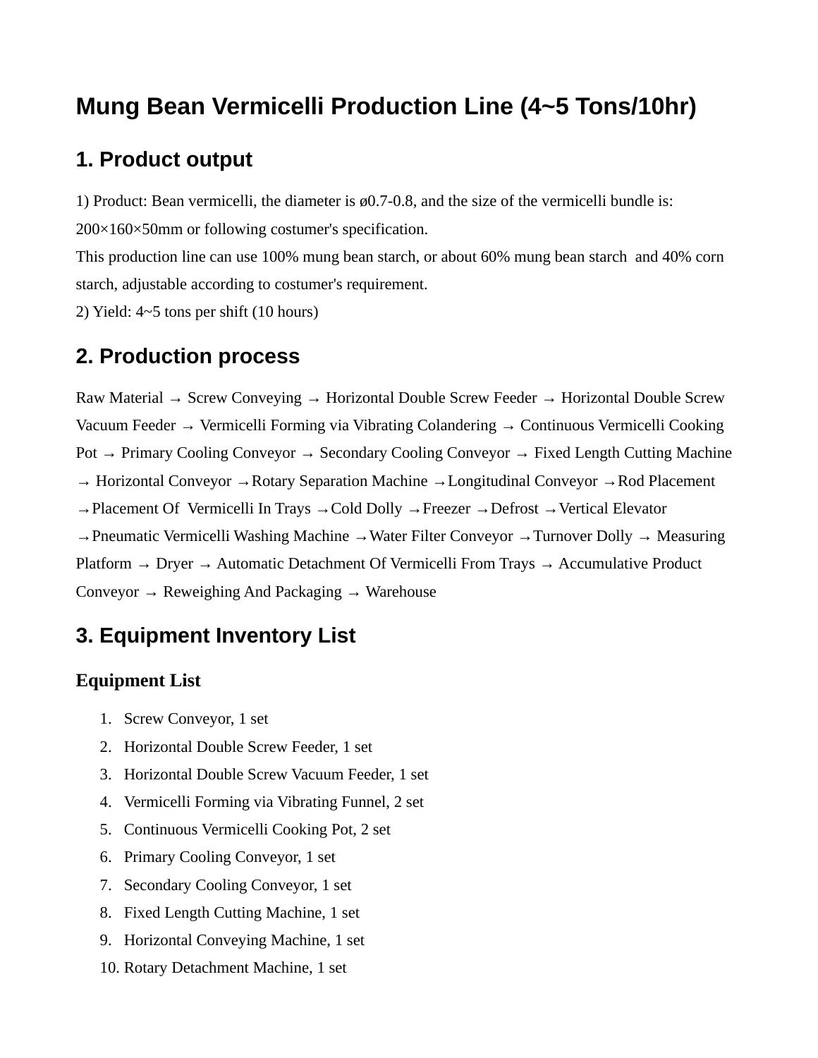# Mung Bean Vermicelli Production Line (4~5 Tons/10hr)

## 1. Product output

1) Product: Bean vermicelli, the diameter is ø0.7-0.8, and the size of the vermicelli bundle is: 200×160×50mm or following costumer's specification.
This production line can use 100% mung bean starch, or about 60% mung bean starch and 40% corn starch, adjustable according to costumer's requirement.
2) Yield: 4~5 tons per shift (10 hours)

## 2. Production process

Raw Material → Screw Conveying → Horizontal Double Screw Feeder → Horizontal Double Screw Vacuum Feeder → Vermicelli Forming via Vibrating Colandering → Continuous Vermicelli Cooking Pot → Primary Cooling Conveyor → Secondary Cooling Conveyor → Fixed Length Cutting Machine → Horizontal Conveyor →Rotary Separation Machine →Longitudinal Conveyor →Rod Placement →Placement Of Vermicelli In Trays →Cold Dolly →Freezer →Defrost →Vertical Elevator →Pneumatic Vermicelli Washing Machine →Water Filter Conveyor →Turnover Dolly → Measuring Platform → Dryer → Automatic Detachment Of Vermicelli From Trays → Accumulative Product Conveyor → Reweighing And Packaging → Warehouse

## 3. Equipment Inventory List

### Equipment List

1. Screw Conveyor, 1 set
2. Horizontal Double Screw Feeder, 1 set
3. Horizontal Double Screw Vacuum Feeder, 1 set
4. Vermicelli Forming via Vibrating Funnel, 2 set
5. Continuous Vermicelli Cooking Pot, 2 set
6. Primary Cooling Conveyor, 1 set
7. Secondary Cooling Conveyor, 1 set
8. Fixed Length Cutting Machine, 1 set
9. Horizontal Conveying Machine, 1 set
10. Rotary Detachment Machine, 1 set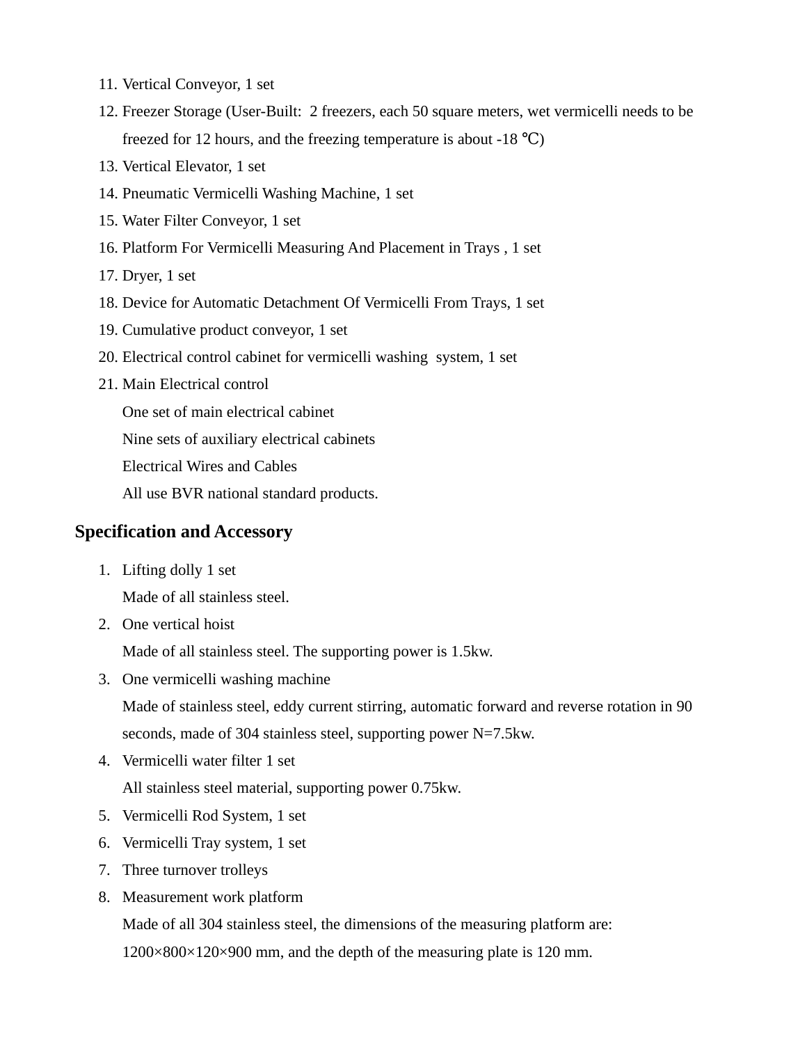11. Vertical Conveyor, 1 set
12. Freezer Storage (User-Built:  2 freezers, each 50 square meters, wet vermicelli needs to be freezed for 12 hours, and the freezing temperature is about -18 ℃)
13. Vertical Elevator, 1 set
14. Pneumatic Vermicelli Washing Machine, 1 set
15. Water Filter Conveyor, 1 set
16. Platform For Vermicelli Measuring And Placement in Trays , 1 set
17. Dryer, 1 set
18. Device for Automatic Detachment Of Vermicelli From Trays, 1 set
19. Cumulative product conveyor, 1 set
20. Electrical control cabinet for vermicelli washing  system, 1 set
21. Main Electrical control

    One set of main electrical cabinet

    Nine sets of auxiliary electrical cabinets

    Electrical Wires and Cables

    All use BVR national standard products.

## Specification and Accessory

1. Lifting dolly 1 set

   Made of all stainless steel.
2. One vertical hoist

   Made of all stainless steel. The supporting power is 1.5kw.
3. One vermicelli washing machine

   Made of stainless steel, eddy current stirring, automatic forward and reverse rotation in 90 seconds, made of 304 stainless steel, supporting power N=7.5kw.
4. Vermicelli water filter 1 set

   All stainless steel material, supporting power 0.75kw.
5. Vermicelli Rod System, 1 set
6. Vermicelli Tray system, 1 set
7. Three turnover trolleys
8. Measurement work platform

   Made of all 304 stainless steel, the dimensions of the measuring platform are: 1200×800×120×900 mm, and the depth of the measuring plate is 120 mm.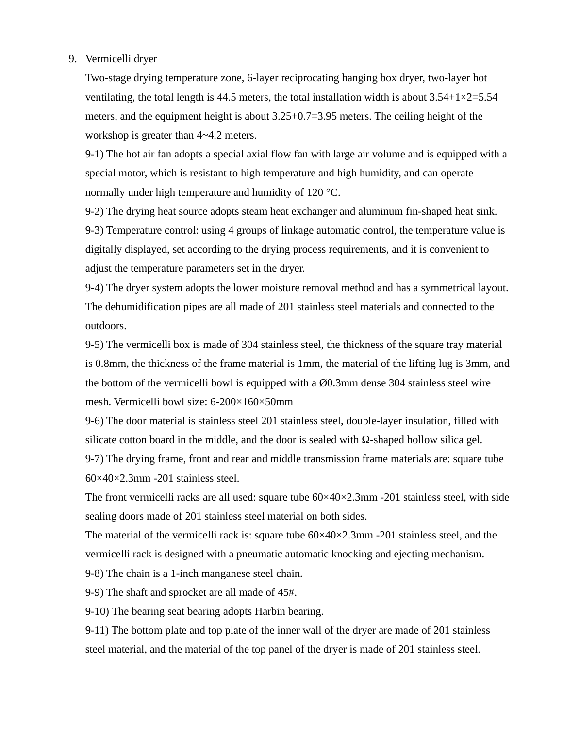9. Vermicelli dryer

   Two-stage drying temperature zone, 6-layer reciprocating hanging box dryer, two-layer hot ventilating, the total length is 44.5 meters, the total installation width is about 3.54+1×2=5.54 meters, and the equipment height is about 3.25+0.7=3.95 meters. The ceiling height of the workshop is greater than 4~4.2 meters.

   9-1) The hot air fan adopts a special axial flow fan with large air volume and is equipped with a special motor, which is resistant to high temperature and high humidity, and can operate normally under high temperature and humidity of 120 °C.

   9-2) The drying heat source adopts steam heat exchanger and aluminum fin-shaped heat sink.

   9-3) Temperature control: using 4 groups of linkage automatic control, the temperature value is digitally displayed, set according to the drying process requirements, and it is convenient to adjust the temperature parameters set in the dryer.

   9-4) The dryer system adopts the lower moisture removal method and has a symmetrical layout. The dehumidification pipes are all made of 201 stainless steel materials and connected to the outdoors.

   9-5) The vermicelli box is made of 304 stainless steel, the thickness of the square tray material is 0.8mm, the thickness of the frame material is 1mm, the material of the lifting lug is 3mm, and the bottom of the vermicelli bowl is equipped with a Ø0.3mm dense 304 stainless steel wire mesh. Vermicelli bowl size: 6-200×160×50mm

   9-6) The door material is stainless steel 201 stainless steel, double-layer insulation, filled with silicate cotton board in the middle, and the door is sealed with Ω-shaped hollow silica gel.

   9-7) The drying frame, front and rear and middle transmission frame materials are: square tube 60×40×2.3mm -201 stainless steel.

   The front vermicelli racks are all used: square tube 60×40×2.3mm -201 stainless steel, with side sealing doors made of 201 stainless steel material on both sides.

   The material of the vermicelli rack is: square tube 60×40×2.3mm -201 stainless steel, and the vermicelli rack is designed with a pneumatic automatic knocking and ejecting mechanism.

   9-8) The chain is a 1-inch manganese steel chain.

   9-9) The shaft and sprocket are all made of 45#.

   9-10) The bearing seat bearing adopts Harbin bearing.

   9-11) The bottom plate and top plate of the inner wall of the dryer are made of 201 stainless steel material, and the material of the top panel of the dryer is made of 201 stainless steel.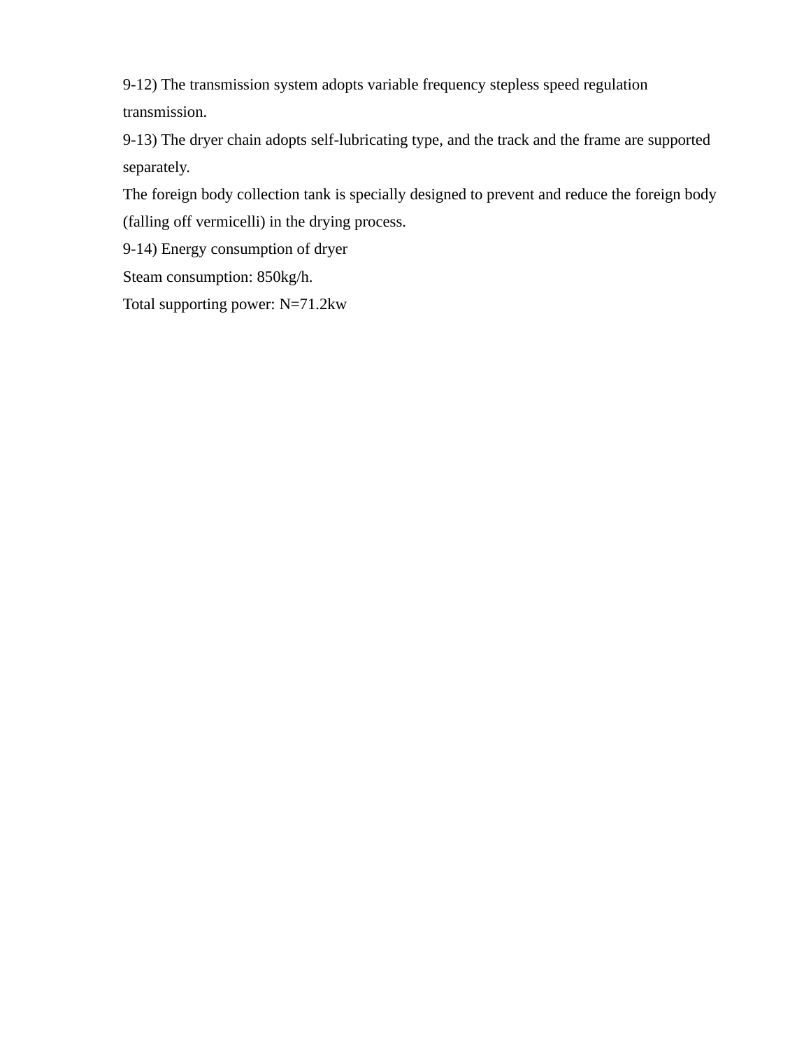9-12) The transmission system adopts variable frequency stepless speed regulation transmission.

9-13) The dryer chain adopts self-lubricating type, and the track and the frame are supported separately.

The foreign body collection tank is specially designed to prevent and reduce the foreign body (falling off vermicelli) in the drying process.

9-14) Energy consumption of dryer

Steam consumption: 850kg/h.

Total supporting power: N=71.2kw